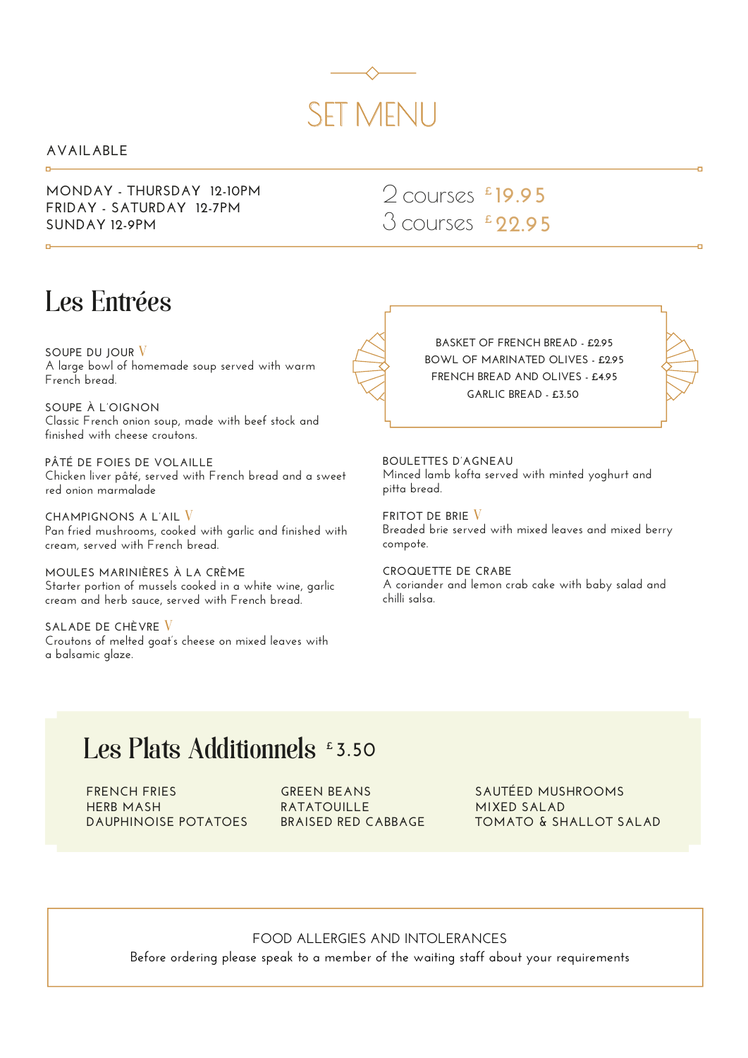# SET MENU

AVAILABLE

MONDAY - THURSDAY 12-10PM
FRIDAY - SATURDAY 12-7PM
SUNDAY 12-9PM

2 courses £19.95
3 courses £22.95

## Les Entrées

SOUPE DU JOUR V
A large bowl of homemade soup served with warm French bread.

SOUPE À L'OIGNON
Classic French onion soup, made with beef stock and finished with cheese croutons.

PÂTÉ DE FOIES DE VOLAILLE
Chicken liver pâté, served with French bread and a sweet red onion marmalade

CHAMPIGNONS A L'AIL V
Pan fried mushrooms, cooked with garlic and finished with cream, served with French bread.

MOULES MARINIÈRES À LA CRÈME
Starter portion of mussels cooked in a white wine, garlic cream and herb sauce, served with French bread.

SALADE DE CHÈVRE V
Croutons of melted goat's cheese on mixed leaves with a balsamic glaze.

BASKET OF FRENCH BREAD - £2.95
BOWL OF MARINATED OLIVES - £2.95
FRENCH BREAD AND OLIVES - £4.95
GARLIC BREAD - £3.50

BOULETTES D'AGNEAU
Minced lamb kofta served with minted yoghurt and pitta bread.

FRITOT DE BRIE V
Breaded brie served with mixed leaves and mixed berry compote.

CROQUETTE DE CRABE
A coriander and lemon crab cake with baby salad and chilli salsa.

## Les Plats Additionnels £3.50

FRENCH FRIES
HERB MASH
DAUPHINOISE POTATOES
GREEN BEANS
RATATOUILLE
BRAISED RED CABBAGE
SAUTÉED MUSHROOMS
MIXED SALAD
TOMATO & SHALLOT SALAD

FOOD ALLERGIES AND INTOLERANCES
Before ordering please speak to a member of the waiting staff about your requirements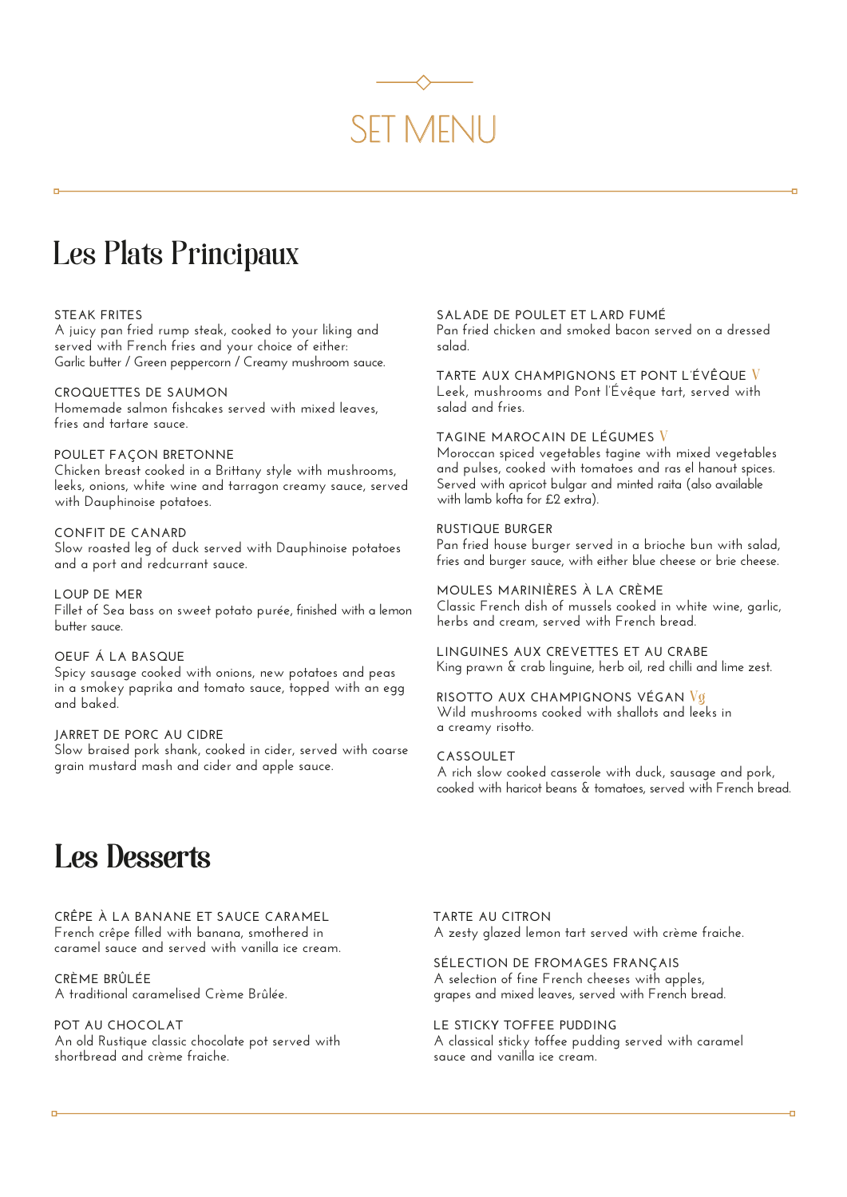// SET MENU

## Les Plats Principaux

STEAK FRITES
A juicy pan fried rump steak, cooked to your liking and served with French fries and your choice of either:
Garlic butter / Green peppercorn / Creamy mushroom sauce.

CROQUETTES DE SAUMON
Homemade salmon fishcakes served with mixed leaves, fries and tartare sauce.

POULET FAÇON BRETONNE
Chicken breast cooked in a Brittany style with mushrooms, leeks, onions, white wine and tarragon creamy sauce, served with Dauphinoise potatoes.

CONFIT DE CANARD
Slow roasted leg of duck served with Dauphinoise potatoes and a port and redcurrant sauce.

LOUP DE MER
Fillet of Sea bass on sweet potato purée, finished with a lemon butter sauce.

OEUF Á LA BASQUE
Spicy sausage cooked with onions, new potatoes and peas in a smokey paprika and tomato sauce, topped with an egg and baked.

JARRET DE PORC AU CIDRE
Slow braised pork shank, cooked in cider, served with coarse grain mustard mash and cider and apple sauce.

SALADE DE POULET ET LARD FUMÉ
Pan fried chicken and smoked bacon served on a dressed salad.

TARTE AUX CHAMPIGNONS ET PONT L'ÉVÊQUE V
Leek, mushrooms and Pont l'Évêque tart, served with salad and fries.

TAGINE MAROCAIN DE LÉGUMES V
Moroccan spiced vegetables tagine with mixed vegetables and pulses, cooked with tomatoes and ras el hanout spices. Served with apricot bulgar and minted raita (also available with lamb kofta for £2 extra).

RUSTIQUE BURGER
Pan fried house burger served in a brioche bun with salad, fries and burger sauce, with either blue cheese or brie cheese.

MOULES MARINIÈRES À LA CRÈME
Classic French dish of mussels cooked in white wine, garlic, herbs and cream, served with French bread.

LINGUINES AUX CREVETTES ET AU CRABE
King prawn & crab linguine, herb oil, red chilli and lime zest.

RISOTTO AUX CHAMPIGNONS VÉGAN Vg
Wild mushrooms cooked with shallots and leeks in a creamy risotto.

CASSOULET
A rich slow cooked casserole with duck, sausage and pork, cooked with haricot beans & tomatoes, served with French bread.

## Les Desserts

CRÊPE À LA BANANE ET SAUCE CARAMEL
French crêpe filled with banana, smothered in caramel sauce and served with vanilla ice cream.

CRÈME BRÛLÉE
A traditional caramelised Crème Brûlée.

POT AU CHOCOLAT
An old Rustique classic chocolate pot served with shortbread and crème fraiche.

TARTE AU CITRON
A zesty glazed lemon tart served with crème fraiche.

SÉLECTION DE FROMAGES FRANÇAIS
A selection of fine French cheeses with apples, grapes and mixed leaves, served with French bread.

LE STICKY TOFFEE PUDDING
A classical sticky toffee pudding served with caramel sauce and vanilla ice cream.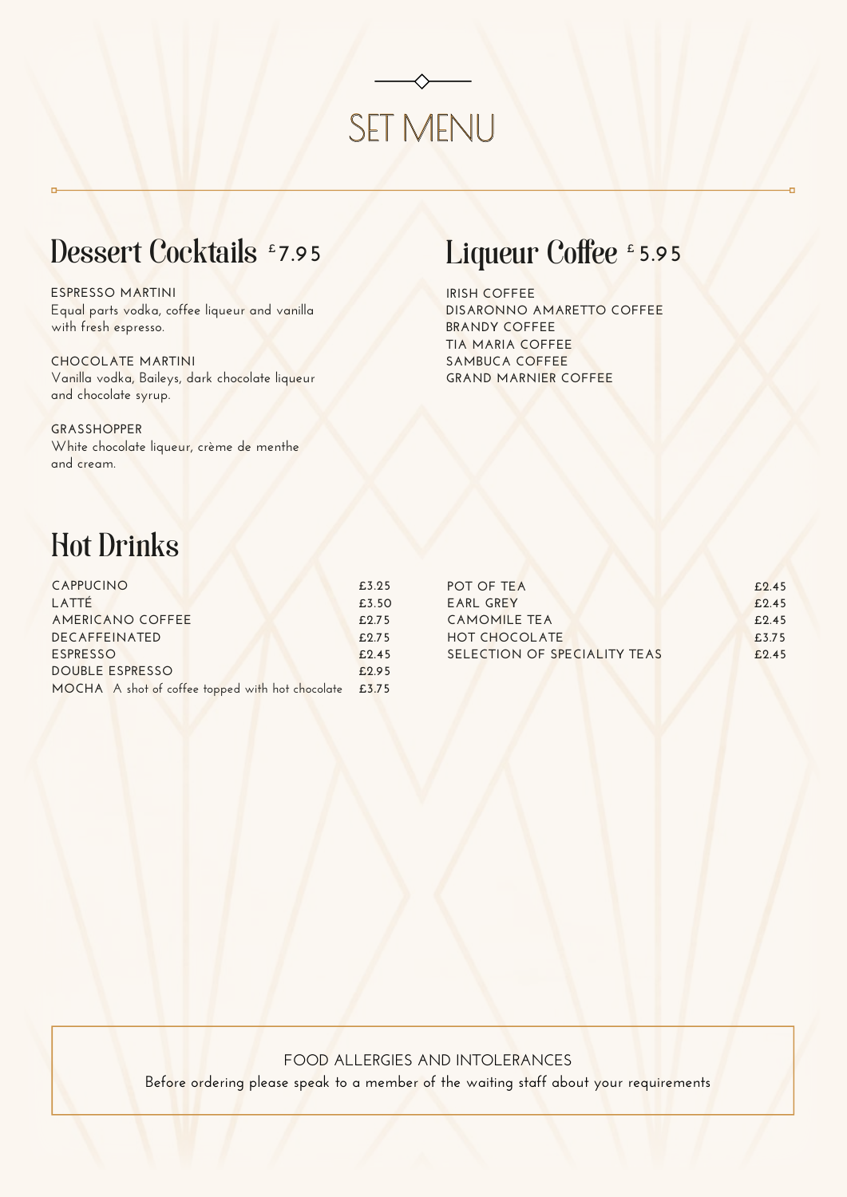# SET MENU

## Dessert Cocktails £7.95

ESPRESSO MARTINI
Equal parts vodka, coffee liqueur and vanilla with fresh espresso.

CHOCOLATE MARTINI
Vanilla vodka, Baileys, dark chocolate liqueur and chocolate syrup.

GRASSHOPPER
White chocolate liqueur, crème de menthe and cream.

## Liqueur Coffee £5.95

IRISH COFFEE
DISARONNO AMARETTO COFFEE
BRANDY COFFEE
TIA MARIA COFFEE
SAMBUCA COFFEE
GRAND MARNIER COFFEE

## Hot Drinks

| | |
|---|---|
| CAPPUCINO | £3.25 |
| LATTÉ | £3.50 |
| AMERICANO COFFEE | £2.75 |
| DECAFFEINATED | £2.75 |
| ESPRESSO | £2.45 |
| DOUBLE ESPRESSO | £2.95 |
| MOCHA A shot of coffee topped with hot chocolate | £3.75 |

| | |
|---|---|
| POT OF TEA | £2.45 |
| EARL GREY | £2.45 |
| CAMOMILE TEA | £2.45 |
| HOT CHOCOLATE | £3.75 |
| SELECTION OF SPECIALITY TEAS | £2.45 |

FOOD ALLERGIES AND INTOLERANCES
Before ordering please speak to a member of the waiting staff about your requirements